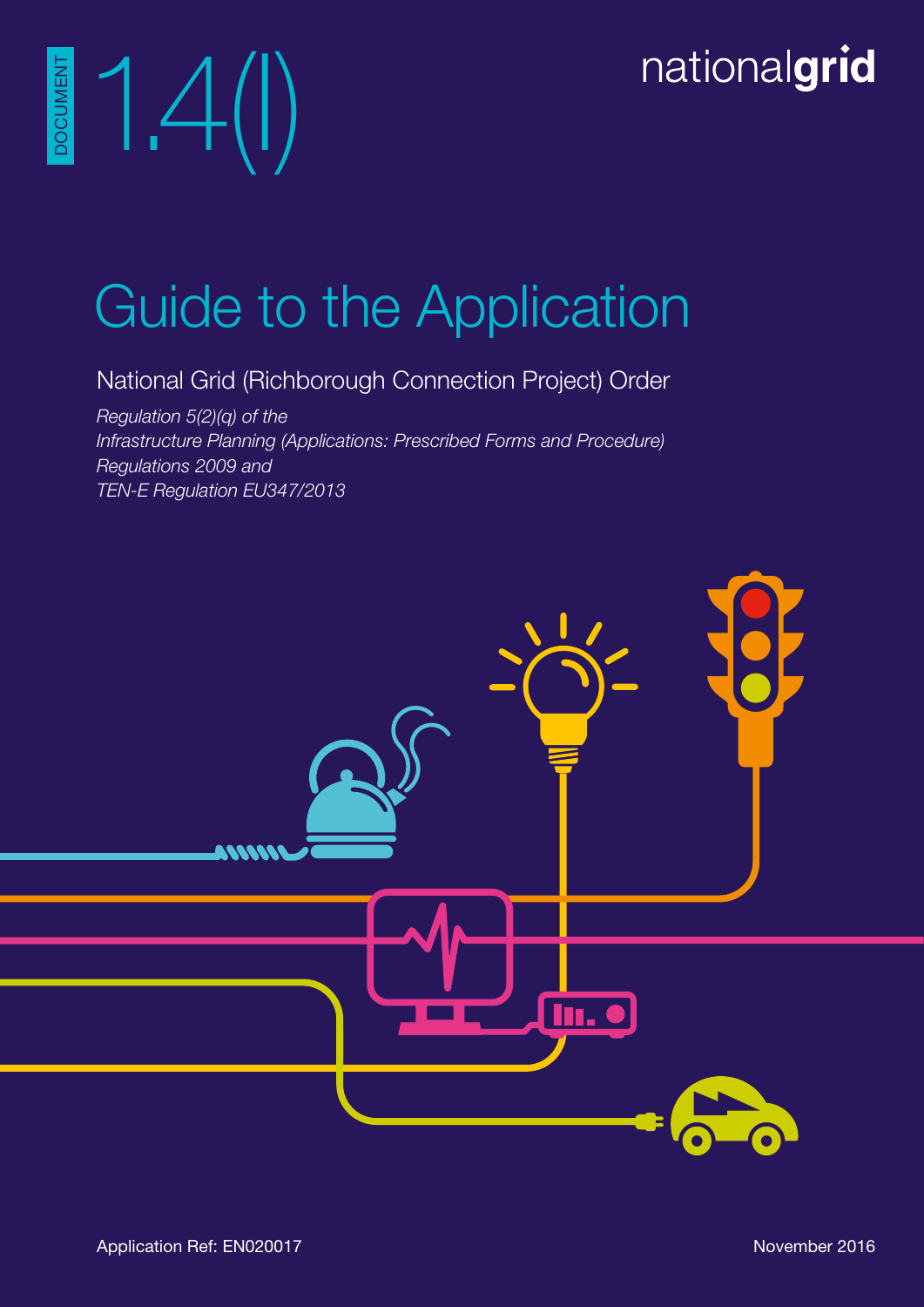DOCUMENT 1.4(I)

nationalgrid

# Guide to the Application

## National Grid (Richborough Connection Project) Order

*Regulation 5(2)(q) of the*
*Infrastructure Planning (Applications: Prescribed Forms and Procedure) Regulations 2009 and*
*TEN-E Regulation EU347/2013*

Application Ref: EN020017

November 2016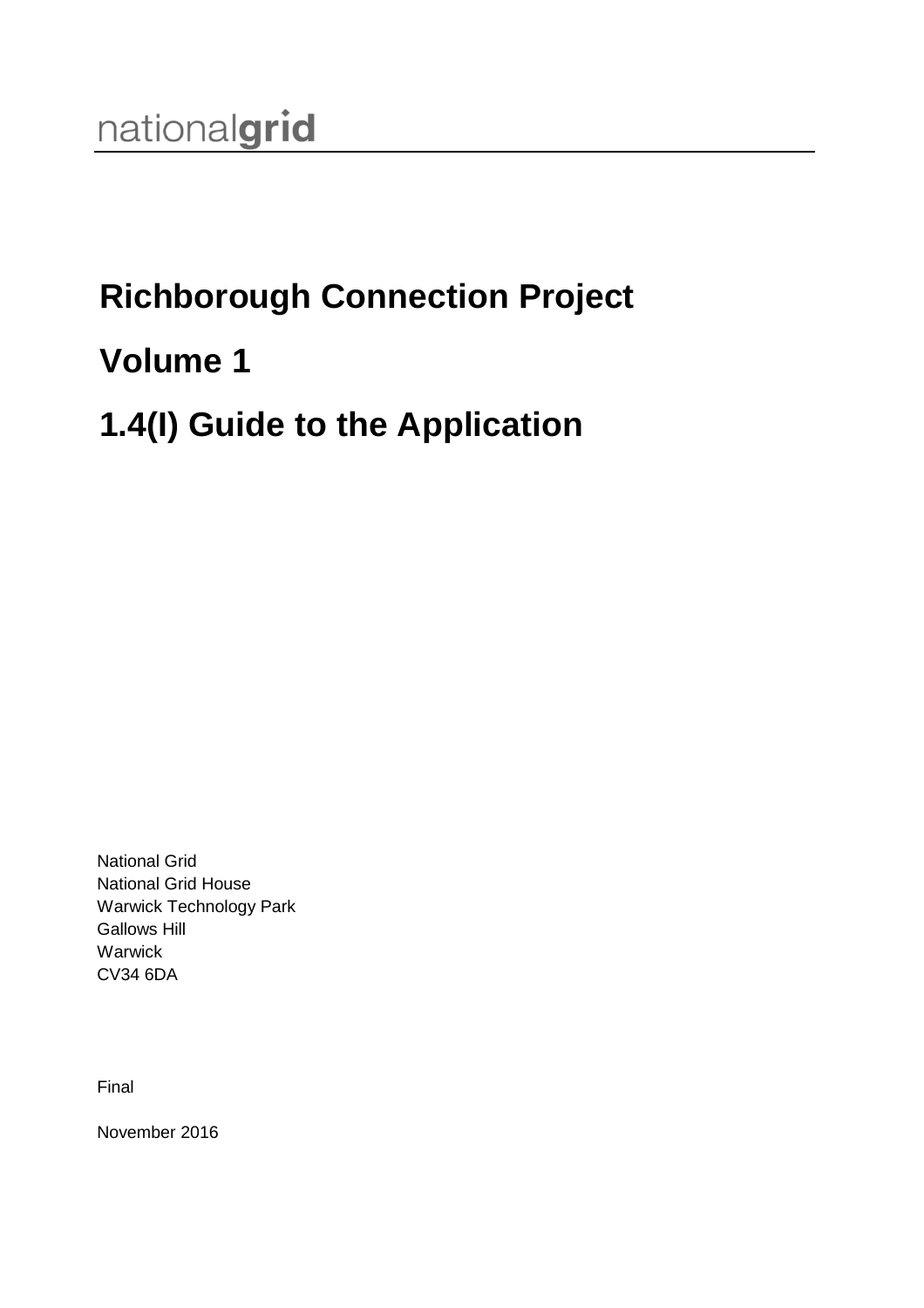nationalgrid

# Richborough Connection Project

# Volume 1

# 1.4(I) Guide to the Application

National Grid
National Grid House
Warwick Technology Park
Gallows Hill
Warwick
CV34 6DA

Final

November 2016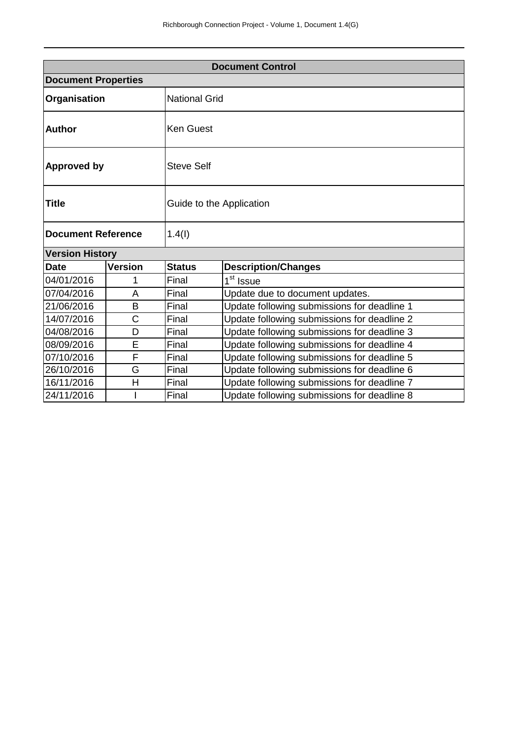| Document Control | | | |
|---|---|---|---|
| **Document Properties** | | | |
| **Organisation** | National Grid | | |
| **Author** | Ken Guest | | |
| **Approved by** | Steve Self | | |
| **Title** | Guide to the Application | | |
| **Document Reference** | 1.4(I) | | |
| **Version History** | | | |
| **Date** | **Version** | **Status** | **Description/Changes** |
| 04/01/2016 | 1 | Final | 1st Issue |
| 07/04/2016 | A | Final | Update due to document updates. |
| 21/06/2016 | B | Final | Update following submissions for deadline 1 |
| 14/07/2016 | C | Final | Update following submissions for deadline 2 |
| 04/08/2016 | D | Final | Update following submissions for deadline 3 |
| 08/09/2016 | E | Final | Update following submissions for deadline 4 |
| 07/10/2016 | F | Final | Update following submissions for deadline 5 |
| 26/10/2016 | G | Final | Update following submissions for deadline 6 |
| 16/11/2016 | H | Final | Update following submissions for deadline 7 |
| 24/11/2016 | I | Final | Update following submissions for deadline 8 |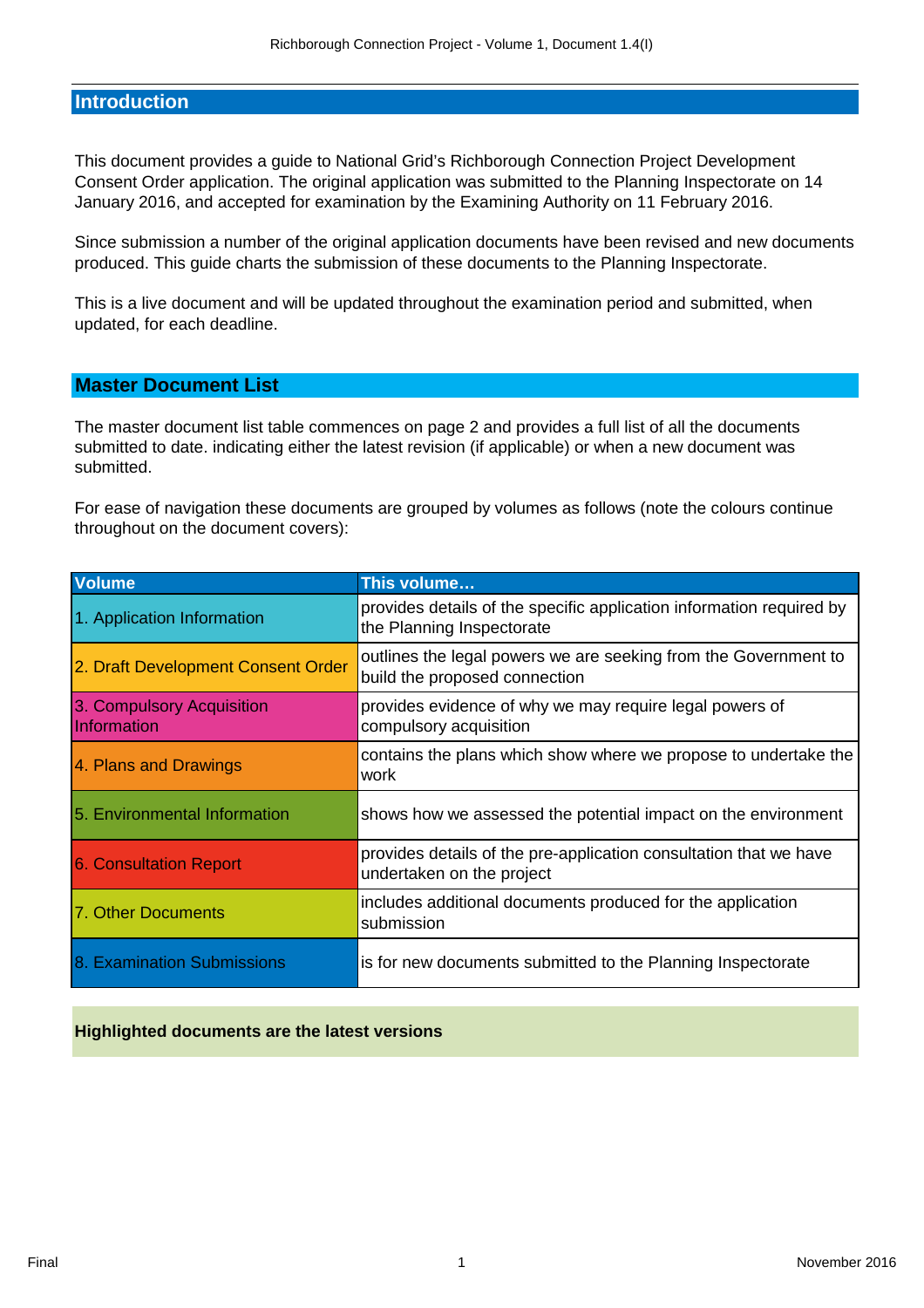## Introduction

This document provides a guide to National Grid's Richborough Connection Project Development Consent Order application. The original application was submitted to the Planning Inspectorate on 14 January 2016, and accepted for examination by the Examining Authority on 11 February 2016.

Since submission a number of the original application documents have been revised and new documents produced. This guide charts the submission of these documents to the Planning Inspectorate.

This is a live document and will be updated throughout the examination period and submitted, when updated, for each deadline.

## Master Document List

The master document list table commences on page 2 and provides a full list of all the documents submitted to date. indicating either the latest revision (if applicable) or when a new document was submitted.

For ease of navigation these documents are grouped by volumes as follows (note the colours continue throughout on the document covers):

| Volume | This volume… |
|---|---|
| 1. Application Information | provides details of the specific application information required by the Planning Inspectorate |
| 2. Draft Development Consent Order | outlines the legal powers we are seeking from the Government to build the proposed connection |
| 3. Compulsory Acquisition Information | provides evidence of why we may require legal powers of compulsory acquisition |
| 4. Plans and Drawings | contains the plans which show where we propose to undertake the work |
| 5. Environmental Information | shows how we assessed the potential impact on the environment |
| 6. Consultation Report | provides details of the pre-application consultation that we have undertaken on the project |
| 7. Other Documents | includes additional documents produced for the application submission |
| 8. Examination Submissions | is for new documents submitted to the Planning Inspectorate |

**Highlighted documents are the latest versions**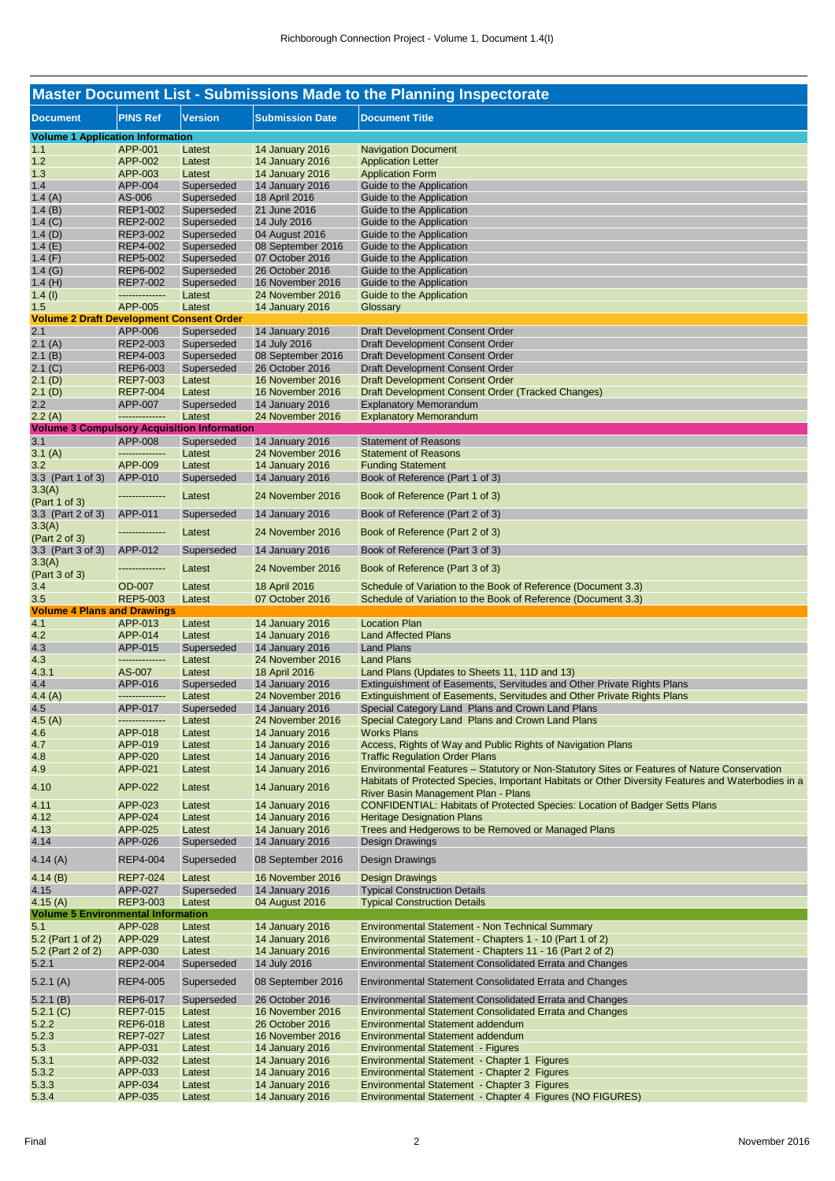## Master Document List - Submissions Made to the Planning Inspectorate

| Document | PINS Ref | Version | Submission Date | Document Title |
|---|---|---|---|---|
| **Volume 1 Application Information** | | | | |
| 1.1 | APP-001 | Latest | 14 January 2016 | Navigation Document |
| 1.2 | APP-002 | Latest | 14 January 2016 | Application Letter |
| 1.3 | APP-003 | Latest | 14 January 2016 | Application Form |
| 1.4 | APP-004 | Superseded | 14 January 2016 | Guide to the Application |
| 1.4 (A) | AS-006 | Superseded | 18 April 2016 | Guide to the Application |
| 1.4 (B) | REP1-002 | Superseded | 21 June 2016 | Guide to the Application |
| 1.4 (C) | REP2-002 | Superseded | 14 July 2016 | Guide to the Application |
| 1.4 (D) | REP3-002 | Superseded | 04 August 2016 | Guide to the Application |
| 1.4 (E) | REP4-002 | Superseded | 08 September 2016 | Guide to the Application |
| 1.4 (F) | REP5-002 | Superseded | 07 October 2016 | Guide to the Application |
| 1.4 (G) | REP6-002 | Superseded | 26 October 2016 | Guide to the Application |
| 1.4 (H) | REP7-002 | Superseded | 16 November 2016 | Guide to the Application |
| 1.4 (I) | -------------- | Latest | 24 November 2016 | Guide to the Application |
| 1.5 | APP-005 | Latest | 14 January 2016 | Glossary |
| **Volume 2 Draft Development Consent Order** | | | | |
| 2.1 | APP-006 | Superseded | 14 January 2016 | Draft Development Consent Order |
| 2.1 (A) | REP2-003 | Superseded | 14 July 2016 | Draft Development Consent Order |
| 2.1 (B) | REP4-003 | Superseded | 08 September 2016 | Draft Development Consent Order |
| 2.1 (C) | REP6-003 | Superseded | 26 October 2016 | Draft Development Consent Order |
| 2.1 (D) | REP7-003 | Latest | 16 November 2016 | Draft Development Consent Order |
| 2.1 (D) | REP7-004 | Latest | 16 November 2016 | Draft Development Consent Order (Tracked Changes) |
| 2.2 | APP-007 | Superseded | 14 January 2016 | Explanatory Memorandum |
| 2.2 (A) | -------------- | Latest | 24 November 2016 | Explanatory Memorandum |
| **Volume 3 Compulsory Acquisition Information** | | | | |
| 3.1 | APP-008 | Superseded | 14 January 2016 | Statement of Reasons |
| 3.1 (A) | -------------- | Latest | 24 November 2016 | Statement of Reasons |
| 3.2 | APP-009 | Latest | 14 January 2016 | Funding Statement |
| 3.3 (Part 1 of 3) | APP-010 | Superseded | 14 January 2016 | Book of Reference (Part 1 of 3) |
| 3.3(A) (Part 1 of 3) | -------------- | Latest | 24 November 2016 | Book of Reference (Part 1 of 3) |
| 3.3 (Part 2 of 3) | APP-011 | Superseded | 14 January 2016 | Book of Reference (Part 2 of 3) |
| 3.3(A) (Part 2 of 3) | -------------- | Latest | 24 November 2016 | Book of Reference (Part 2 of 3) |
| 3.3 (Part 3 of 3) | APP-012 | Superseded | 14 January 2016 | Book of Reference (Part 3 of 3) |
| 3.3(A) (Part 3 of 3) | -------------- | Latest | 24 November 2016 | Book of Reference (Part 3 of 3) |
| 3.4 | OD-007 | Latest | 18 April 2016 | Schedule of Variation to the Book of Reference (Document 3.3) |
| 3.5 | REP5-003 | Latest | 07 October 2016 | Schedule of Variation to the Book of Reference (Document 3.3) |
| **Volume 4 Plans and Drawings** | | | | |
| 4.1 | APP-013 | Latest | 14 January 2016 | Location Plan |
| 4.2 | APP-014 | Latest | 14 January 2016 | Land Affected Plans |
| 4.3 | APP-015 | Superseded | 14 January 2016 | Land Plans |
| 4.3 | -------------- | Latest | 24 November 2016 | Land Plans |
| 4.3.1 | AS-007 | Latest | 18 April 2016 | Land Plans (Updates to Sheets 11, 11D and 13) |
| 4.4 | APP-016 | Superseded | 14 January 2016 | Extinguishment of Easements, Servitudes and Other Private Rights Plans |
| 4.4 (A) | -------------- | Latest | 24 November 2016 | Extinguishment of Easements, Servitudes and Other Private Rights Plans |
| 4.5 | APP-017 | Superseded | 14 January 2016 | Special Category Land Plans and Crown Land Plans |
| 4.5 (A) | -------------- | Latest | 24 November 2016 | Special Category Land Plans and Crown Land Plans |
| 4.6 | APP-018 | Latest | 14 January 2016 | Works Plans |
| 4.7 | APP-019 | Latest | 14 January 2016 | Access, Rights of Way and Public Rights of Navigation Plans |
| 4.8 | APP-020 | Latest | 14 January 2016 | Traffic Regulation Order Plans |
| 4.9 | APP-021 | Latest | 14 January 2016 | Environmental Features – Statutory or Non-Statutory Sites or Features of Nature Conservation |
| 4.10 | APP-022 | Latest | 14 January 2016 | Habitats of Protected Species, Important Habitats or Other Diversity Features and Waterbodies in a River Basin Management Plan - Plans |
| 4.11 | APP-023 | Latest | 14 January 2016 | CONFIDENTIAL: Habitats of Protected Species: Location of Badger Setts Plans |
| 4.12 | APP-024 | Latest | 14 January 2016 | Heritage Designation Plans |
| 4.13 | APP-025 | Latest | 14 January 2016 | Trees and Hedgerows to be Removed or Managed Plans |
| 4.14 | APP-026 | Superseded | 14 January 2016 | Design Drawings |
| 4.14 (A) | REP4-004 | Superseded | 08 September 2016 | Design Drawings |
| 4.14 (B) | REP7-024 | Latest | 16 November 2016 | Design Drawings |
| 4.15 | APP-027 | Superseded | 14 January 2016 | Typical Construction Details |
| 4.15 (A) | REP3-003 | Latest | 04 August 2016 | Typical Construction Details |
| **Volume 5 Environmental Information** | | | | |
| 5.1 | APP-028 | Latest | 14 January 2016 | Environmental Statement - Non Technical Summary |
| 5.2 (Part 1 of 2) | APP-029 | Latest | 14 January 2016 | Environmental Statement - Chapters 1 - 10 (Part 1 of 2) |
| 5.2 (Part 2 of 2) | APP-030 | Latest | 14 January 2016 | Environmental Statement - Chapters 11 - 16 (Part 2 of 2) |
| 5.2.1 | REP2-004 | Superseded | 14 July 2016 | Environmental Statement Consolidated Errata and Changes |
| 5.2.1 (A) | REP4-005 | Superseded | 08 September 2016 | Environmental Statement Consolidated Errata and Changes |
| 5.2.1 (B) | REP6-017 | Superseded | 26 October 2016 | Environmental Statement Consolidated Errata and Changes |
| 5.2.1 (C) | REP7-015 | Latest | 16 November 2016 | Environmental Statement Consolidated Errata and Changes |
| 5.2.2 | REP6-018 | Latest | 26 October 2016 | Environmental Statement addendum |
| 5.2.3 | REP7-027 | Latest | 16 November 2016 | Environmental Statement addendum |
| 5.3 | APP-031 | Latest | 14 January 2016 | Environmental Statement - Figures |
| 5.3.1 | APP-032 | Latest | 14 January 2016 | Environmental Statement - Chapter 1 Figures |
| 5.3.2 | APP-033 | Latest | 14 January 2016 | Environmental Statement - Chapter 2 Figures |
| 5.3.3 | APP-034 | Latest | 14 January 2016 | Environmental Statement - Chapter 3 Figures |
| 5.3.4 | APP-035 | Latest | 14 January 2016 | Environmental Statement - Chapter 4 Figures (NO FIGURES) |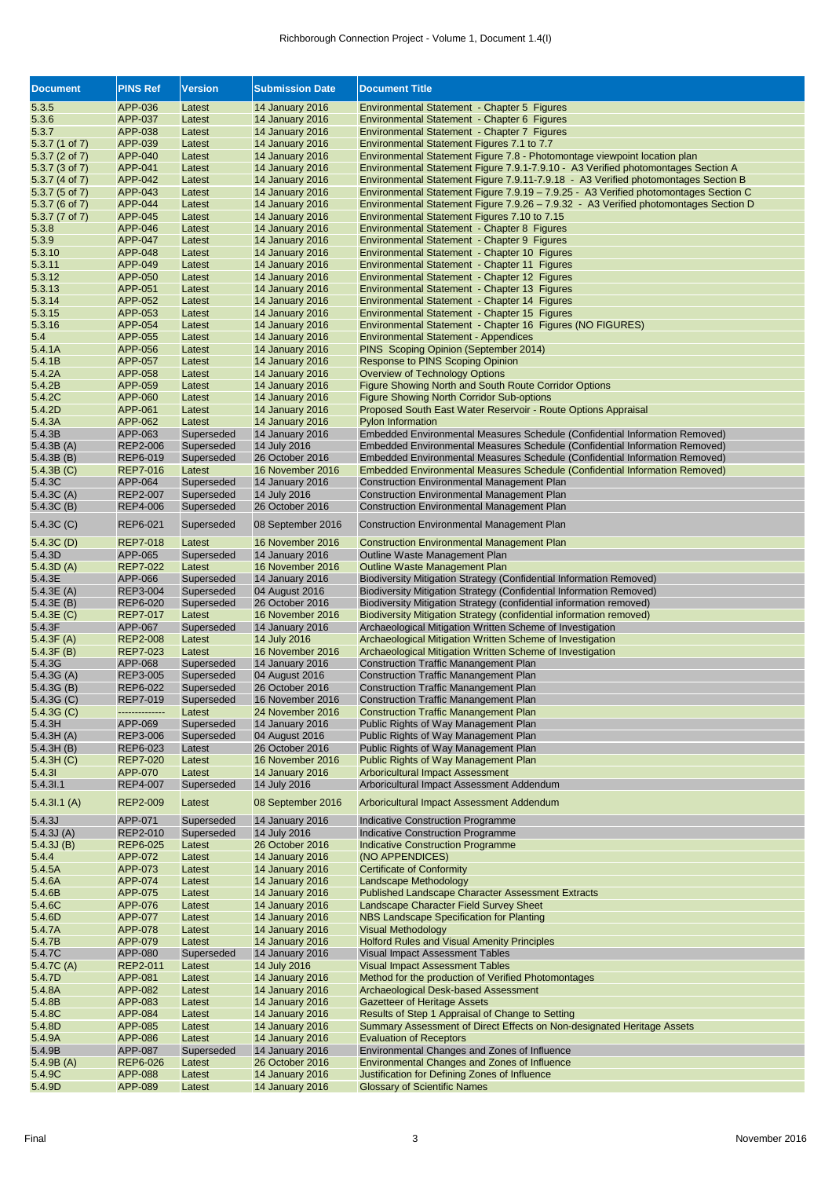| Document | PINS Ref | Version | Submission Date | Document Title |
|---|---|---|---|---|
| 5.3.5 | APP-036 | Latest | 14 January 2016 | Environmental Statement - Chapter 5 Figures |
| 5.3.6 | APP-037 | Latest | 14 January 2016 | Environmental Statement - Chapter 6 Figures |
| 5.3.7 | APP-038 | Latest | 14 January 2016 | Environmental Statement - Chapter 7 Figures |
| 5.3.7 (1 of 7) | APP-039 | Latest | 14 January 2016 | Environmental Statement Figures 7.1 to 7.7 |
| 5.3.7 (2 of 7) | APP-040 | Latest | 14 January 2016 | Environmental Statement Figure 7.8 - Photomontage viewpoint location plan |
| 5.3.7 (3 of 7) | APP-041 | Latest | 14 January 2016 | Environmental Statement Figure 7.9.1-7.9.10 - A3 Verified photomontages Section A |
| 5.3.7 (4 of 7) | APP-042 | Latest | 14 January 2016 | Environmental Statement Figure 7.9.11-7.9.18 - A3 Verified photomontages Section B |
| 5.3.7 (5 of 7) | APP-043 | Latest | 14 January 2016 | Environmental Statement Figure 7.9.19 – 7.9.25 - A3 Verified photomontages Section C |
| 5.3.7 (6 of 7) | APP-044 | Latest | 14 January 2016 | Environmental Statement Figure 7.9.26 – 7.9.32 - A3 Verified photomontages Section D |
| 5.3.7 (7 of 7) | APP-045 | Latest | 14 January 2016 | Environmental Statement Figures 7.10 to 7.15 |
| 5.3.8 | APP-046 | Latest | 14 January 2016 | Environmental Statement - Chapter 8 Figures |
| 5.3.9 | APP-047 | Latest | 14 January 2016 | Environmental Statement - Chapter 9 Figures |
| 5.3.10 | APP-048 | Latest | 14 January 2016 | Environmental Statement - Chapter 10 Figures |
| 5.3.11 | APP-049 | Latest | 14 January 2016 | Environmental Statement - Chapter 11 Figures |
| 5.3.12 | APP-050 | Latest | 14 January 2016 | Environmental Statement - Chapter 12 Figures |
| 5.3.13 | APP-051 | Latest | 14 January 2016 | Environmental Statement - Chapter 13 Figures |
| 5.3.14 | APP-052 | Latest | 14 January 2016 | Environmental Statement - Chapter 14 Figures |
| 5.3.15 | APP-053 | Latest | 14 January 2016 | Environmental Statement - Chapter 15 Figures |
| 5.3.16 | APP-054 | Latest | 14 January 2016 | Environmental Statement - Chapter 16 Figures (NO FIGURES) |
| 5.4 | APP-055 | Latest | 14 January 2016 | Environmental Statement - Appendices |
| 5.4.1A | APP-056 | Latest | 14 January 2016 | PINS Scoping Opinion (September 2014) |
| 5.4.1B | APP-057 | Latest | 14 January 2016 | Response to PINS Scoping Opinion |
| 5.4.2A | APP-058 | Latest | 14 January 2016 | Overview of Technology Options |
| 5.4.2B | APP-059 | Latest | 14 January 2016 | Figure Showing North and South Route Corridor Options |
| 5.4.2C | APP-060 | Latest | 14 January 2016 | Figure Showing North Corridor Sub-options |
| 5.4.2D | APP-061 | Latest | 14 January 2016 | Proposed South East Water Reservoir - Route Options Appraisal |
| 5.4.3A | APP-062 | Latest | 14 January 2016 | Pylon Information |
| 5.4.3B | APP-063 | Superseded | 14 January 2016 | Embedded Environmental Measures Schedule (Confidential Information Removed) |
| 5.4.3B (A) | REP2-006 | Superseded | 14 July 2016 | Embedded Environmental Measures Schedule (Confidential Information Removed) |
| 5.4.3B (B) | REP6-019 | Superseded | 26 October 2016 | Embedded Environmental Measures Schedule (Confidential Information Removed) |
| 5.4.3B (C) | REP7-016 | Latest | 16 November 2016 | Embedded Environmental Measures Schedule (Confidential Information Removed) |
| 5.4.3C | APP-064 | Superseded | 14 January 2016 | Construction Environmental Management Plan |
| 5.4.3C (A) | REP2-007 | Superseded | 14 July 2016 | Construction Environmental Management Plan |
| 5.4.3C (B) | REP4-006 | Superseded | 26 October 2016 | Construction Environmental Management Plan |
| 5.4.3C (C) | REP6-021 | Superseded | 08 September 2016 | Construction Environmental Management Plan |
| 5.4.3C (D) | REP7-018 | Latest | 16 November 2016 | Construction Environmental Management Plan |
| 5.4.3D | APP-065 | Superseded | 14 January 2016 | Outline Waste Management Plan |
| 5.4.3D (A) | REP7-022 | Latest | 16 November 2016 | Outline Waste Management Plan |
| 5.4.3E | APP-066 | Superseded | 14 January 2016 | Biodiversity Mitigation Strategy (Confidential Information Removed) |
| 5.4.3E (A) | REP3-004 | Superseded | 04 August 2016 | Biodiversity Mitigation Strategy (Confidential Information Removed) |
| 5.4.3E (B) | REP6-020 | Superseded | 26 October 2016 | Biodiversity Mitigation Strategy (confidential information removed) |
| 5.4.3E (C) | REP7-017 | Latest | 16 November 2016 | Biodiversity Mitigation Strategy (confidential information removed) |
| 5.4.3F | APP-067 | Superseded | 14 January 2016 | Archaeological Mitigation Written Scheme of Investigation |
| 5.4.3F (A) | REP2-008 | Latest | 14 July 2016 | Archaeological Mitigation Written Scheme of Investigation |
| 5.4.3F (B) | REP7-023 | Latest | 16 November 2016 | Archaeological Mitigation Written Scheme of Investigation |
| 5.4.3G | APP-068 | Superseded | 14 January 2016 | Construction Traffic Manangement Plan |
| 5.4.3G (A) | REP3-005 | Superseded | 04 August 2016 | Construction Traffic Manangement Plan |
| 5.4.3G (B) | REP6-022 | Superseded | 26 October 2016 | Construction Traffic Manangement Plan |
| 5.4.3G (C) | REP7-019 | Superseded | 16 November 2016 | Construction Traffic Manangement Plan |
| 5.4.3G (C) | -------------- | Latest | 24 November 2016 | Construction Traffic Manangement Plan |
| 5.4.3H | APP-069 | Superseded | 14 January 2016 | Public Rights of Way Management Plan |
| 5.4.3H (A) | REP3-006 | Superseded | 04 August 2016 | Public Rights of Way Management Plan |
| 5.4.3H (B) | REP6-023 | Latest | 26 October 2016 | Public Rights of Way Management Plan |
| 5.4.3H (C) | REP7-020 | Latest | 16 November 2016 | Public Rights of Way Management Plan |
| 5.4.3I | APP-070 | Latest | 14 January 2016 | Arboricultural Impact Assessment |
| 5.4.3I.1 | REP4-007 | Superseded | 14 July 2016 | Arboricultural Impact Assessment Addendum |
| 5.4.3I.1 (A) | REP2-009 | Latest | 08 September 2016 | Arboricultural Impact Assessment Addendum |
| 5.4.3J | APP-071 | Superseded | 14 January 2016 | Indicative Construction Programme |
| 5.4.3J (A) | REP2-010 | Superseded | 14 July 2016 | Indicative Construction Programme |
| 5.4.3J (B) | REP6-025 | Latest | 26 October 2016 | Indicative Construction Programme |
| 5.4.4 | APP-072 | Latest | 14 January 2016 | (NO APPENDICES) |
| 5.4.5A | APP-073 | Latest | 14 January 2016 | Certificate of Conformity |
| 5.4.6A | APP-074 | Latest | 14 January 2016 | Landscape Methodology |
| 5.4.6B | APP-075 | Latest | 14 January 2016 | Published Landscape Character Assessment Extracts |
| 5.4.6C | APP-076 | Latest | 14 January 2016 | Landscape Character Field Survey Sheet |
| 5.4.6D | APP-077 | Latest | 14 January 2016 | NBS Landscape Specification for Planting |
| 5.4.7A | APP-078 | Latest | 14 January 2016 | Visual Methodology |
| 5.4.7B | APP-079 | Latest | 14 January 2016 | Holford Rules and Visual Amenity Principles |
| 5.4.7C | APP-080 | Superseded | 14 January 2016 | Visual Impact Assessment Tables |
| 5.4.7C (A) | REP2-011 | Latest | 14 July 2016 | Visual Impact Assessment Tables |
| 5.4.7D | APP-081 | Latest | 14 January 2016 | Method for the production of Verified Photomontages |
| 5.4.8A | APP-082 | Latest | 14 January 2016 | Archaeological Desk-based Assessment |
| 5.4.8B | APP-083 | Latest | 14 January 2016 | Gazetteer of Heritage Assets |
| 5.4.8C | APP-084 | Latest | 14 January 2016 | Results of Step 1 Appraisal of Change to Setting |
| 5.4.8D | APP-085 | Latest | 14 January 2016 | Summary Assessment of Direct Effects on Non-designated Heritage Assets |
| 5.4.9A | APP-086 | Latest | 14 January 2016 | Evaluation of Receptors |
| 5.4.9B | APP-087 | Superseded | 14 January 2016 | Environmental Changes and Zones of Influence |
| 5.4.9B (A) | REP6-026 | Latest | 26 October 2016 | Environmental Changes and Zones of Influence |
| 5.4.9C | APP-088 | Latest | 14 January 2016 | Justification for Defining Zones of Influence |
| 5.4.9D | APP-089 | Latest | 14 January 2016 | Glossary of Scientific Names |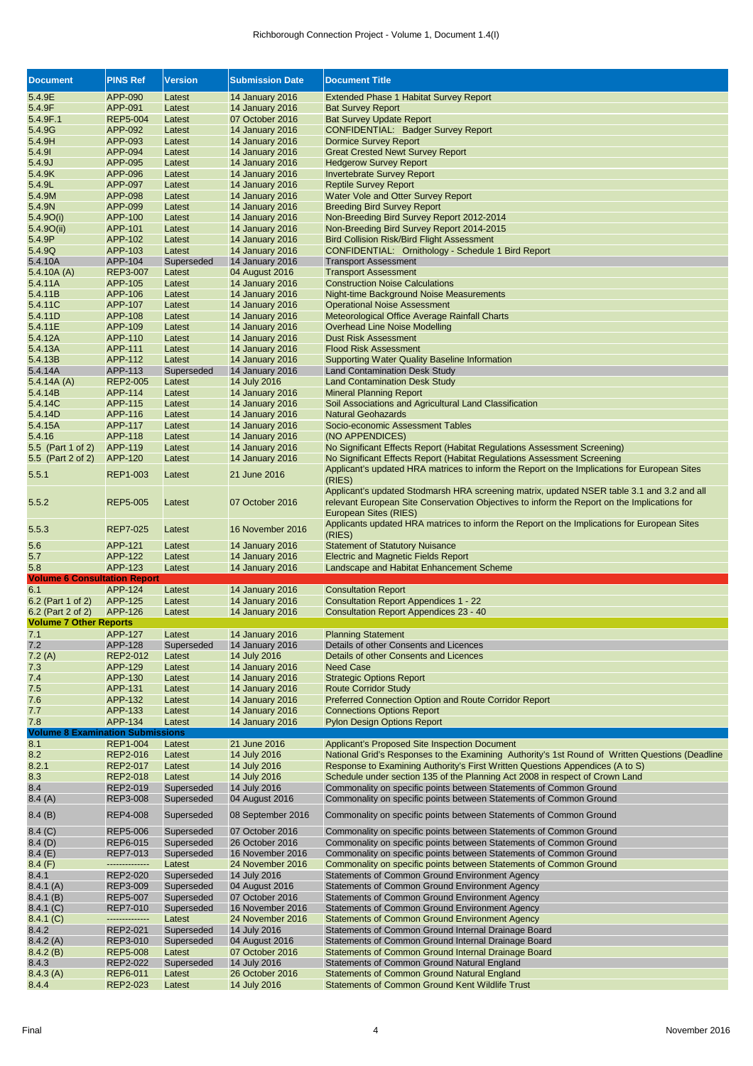| Document | PINS Ref | Version | Submission Date | Document Title |
|---|---|---|---|---|
| 5.4.9E | APP-090 | Latest | 14 January 2016 | Extended Phase 1 Habitat Survey Report |
| 5.4.9F | APP-091 | Latest | 14 January 2016 | Bat Survey Report |
| 5.4.9F.1 | REP5-004 | Latest | 07 October 2016 | Bat Survey Update Report |
| 5.4.9G | APP-092 | Latest | 14 January 2016 | CONFIDENTIAL: Badger Survey Report |
| 5.4.9H | APP-093 | Latest | 14 January 2016 | Dormice Survey Report |
| 5.4.9I | APP-094 | Latest | 14 January 2016 | Great Crested Newt Survey Report |
| 5.4.9J | APP-095 | Latest | 14 January 2016 | Hedgerow Survey Report |
| 5.4.9K | APP-096 | Latest | 14 January 2016 | Invertebrate Survey Report |
| 5.4.9L | APP-097 | Latest | 14 January 2016 | Reptile Survey Report |
| 5.4.9M | APP-098 | Latest | 14 January 2016 | Water Vole and Otter Survey Report |
| 5.4.9N | APP-099 | Latest | 14 January 2016 | Breeding Bird Survey Report |
| 5.4.9O(i) | APP-100 | Latest | 14 January 2016 | Non-Breeding Bird Survey Report 2012-2014 |
| 5.4.9O(ii) | APP-101 | Latest | 14 January 2016 | Non-Breeding Bird Survey Report 2014-2015 |
| 5.4.9P | APP-102 | Latest | 14 January 2016 | Bird Collision Risk/Bird Flight Assessment |
| 5.4.9Q | APP-103 | Latest | 14 January 2016 | CONFIDENTIAL: Ornithology - Schedule 1 Bird Report |
| 5.4.10A | APP-104 | Superseded | 14 January 2016 | Transport Assessment |
| 5.4.10A (A) | REP3-007 | Latest | 04 August 2016 | Transport Assessment |
| 5.4.11A | APP-105 | Latest | 14 January 2016 | Construction Noise Calculations |
| 5.4.11B | APP-106 | Latest | 14 January 2016 | Night-time Background Noise Measurements |
| 5.4.11C | APP-107 | Latest | 14 January 2016 | Operational Noise Assessment |
| 5.4.11D | APP-108 | Latest | 14 January 2016 | Meteorological Office Average Rainfall Charts |
| 5.4.11E | APP-109 | Latest | 14 January 2016 | Overhead Line Noise Modelling |
| 5.4.12A | APP-110 | Latest | 14 January 2016 | Dust Risk Assessment |
| 5.4.13A | APP-111 | Latest | 14 January 2016 | Flood Risk Assessment |
| 5.4.13B | APP-112 | Latest | 14 January 2016 | Supporting Water Quality Baseline Information |
| 5.4.14A | APP-113 | Superseded | 14 January 2016 | Land Contamination Desk Study |
| 5.4.14A (A) | REP2-005 | Latest | 14 July 2016 | Land Contamination Desk Study |
| 5.4.14B | APP-114 | Latest | 14 January 2016 | Mineral Planning Report |
| 5.4.14C | APP-115 | Latest | 14 January 2016 | Soil Associations and Agricultural Land Classification |
| 5.4.14D | APP-116 | Latest | 14 January 2016 | Natural Geohazards |
| 5.4.15A | APP-117 | Latest | 14 January 2016 | Socio-economic Assessment Tables |
| 5.4.16 | APP-118 | Latest | 14 January 2016 | (NO APPENDICES) |
| 5.5 (Part 1 of 2) | APP-119 | Latest | 14 January 2016 | No Significant Effects Report (Habitat Regulations Assessment Screening) |
| 5.5 (Part 2 of 2) | APP-120 | Latest | 14 January 2016 | No Significant Effects Report (Habitat Regulations Assessment Screening |
| 5.5.1 | REP1-003 | Latest | 21 June 2016 | Applicant's updated HRA matrices to inform the Report on the Implications for European Sites (RIES) |
| 5.5.2 | REP5-005 | Latest | 07 October 2016 | Applicant's updated Stodmarsh HRA screening matrix, updated NSER table 3.1 and 3.2 and all relevant European Site Conservation Objectives to inform the Report on the Implications for European Sites (RIES) |
| 5.5.3 | REP7-025 | Latest | 16 November 2016 | Applicants updated HRA matrices to inform the Report on the Implications for European Sites (RIES) |
| 5.6 | APP-121 | Latest | 14 January 2016 | Statement of Statutory Nuisance |
| 5.7 | APP-122 | Latest | 14 January 2016 | Electric and Magnetic Fields Report |
| 5.8 | APP-123 | Latest | 14 January 2016 | Landscape and Habitat Enhancement Scheme |
| **Volume 6 Consultation Report** | | | | |
| 6.1 | APP-124 | Latest | 14 January 2016 | Consultation Report |
| 6.2 (Part 1 of 2) | APP-125 | Latest | 14 January 2016 | Consultation Report Appendices 1 - 22 |
| 6.2 (Part 2 of 2) | APP-126 | Latest | 14 January 2016 | Consultation Report Appendices 23 - 40 |
| **Volume 7 Other Reports** | | | | |
| 7.1 | APP-127 | Latest | 14 January 2016 | Planning Statement |
| 7.2 | APP-128 | Superseded | 14 January 2016 | Details of other Consents and Licences |
| 7.2 (A) | REP2-012 | Latest | 14 July 2016 | Details of other Consents and Licences |
| 7.3 | APP-129 | Latest | 14 January 2016 | Need Case |
| 7.4 | APP-130 | Latest | 14 January 2016 | Strategic Options Report |
| 7.5 | APP-131 | Latest | 14 January 2016 | Route Corridor Study |
| 7.6 | APP-132 | Latest | 14 January 2016 | Preferred Connection Option and Route Corridor Report |
| 7.7 | APP-133 | Latest | 14 January 2016 | Connections Options Report |
| 7.8 | APP-134 | Latest | 14 January 2016 | Pylon Design Options Report |
| **Volume 8 Examination Submissions** | | | | |
| 8.1 | REP1-004 | Latest | 21 June 2016 | Applicant's Proposed Site Inspection Document |
| 8.2 | REP2-016 | Latest | 14 July 2016 | National Grid's Responses to the Examining Authority's 1st Round of Written Questions (Deadline |
| 8.2.1 | REP2-017 | Latest | 14 July 2016 | Response to Examining Authority's First Written Questions Appendices (A to S) |
| 8.3 | REP2-018 | Latest | 14 July 2016 | Schedule under section 135 of the Planning Act 2008 in respect of Crown Land |
| 8.4 | REP2-019 | Superseded | 14 July 2016 | Commonality on specific points between Statements of Common Ground |
| 8.4 (A) | REP3-008 | Superseded | 04 August 2016 | Commonality on specific points between Statements of Common Ground |
| 8.4 (B) | REP4-008 | Superseded | 08 September 2016 | Commonality on specific points between Statements of Common Ground |
| 8.4 (C) | REP5-006 | Superseded | 07 October 2016 | Commonality on specific points between Statements of Common Ground |
| 8.4 (D) | REP6-015 | Superseded | 26 October 2016 | Commonality on specific points between Statements of Common Ground |
| 8.4 (E) | REP7-013 | Superseded | 16 November 2016 | Commonality on specific points between Statements of Common Ground |
| 8.4 (F) | -------------- | Latest | 24 November 2016 | Commonality on specific points between Statements of Common Ground |
| 8.4.1 | REP2-020 | Superseded | 14 July 2016 | Statements of Common Ground Environment Agency |
| 8.4.1 (A) | REP3-009 | Superseded | 04 August 2016 | Statements of Common Ground Environment Agency |
| 8.4.1 (B) | REP5-007 | Superseded | 07 October 2016 | Statements of Common Ground Environment Agency |
| 8.4.1 (C) | REP7-010 | Superseded | 16 November 2016 | Statements of Common Ground Environment Agency |
| 8.4.1 (C) | -------------- | Latest | 24 November 2016 | Statements of Common Ground Environment Agency |
| 8.4.2 | REP2-021 | Superseded | 14 July 2016 | Statements of Common Ground Internal Drainage Board |
| 8.4.2 (A) | REP3-010 | Superseded | 04 August 2016 | Statements of Common Ground Internal Drainage Board |
| 8.4.2 (B) | REP5-008 | Latest | 07 October 2016 | Statements of Common Ground Internal Drainage Board |
| 8.4.3 | REP2-022 | Superseded | 14 July 2016 | Statements of Common Ground Natural England |
| 8.4.3 (A) | REP6-011 | Latest | 26 October 2016 | Statements of Common Ground Natural England |
| 8.4.4 | REP2-023 | Latest | 14 July 2016 | Statements of Common Ground Kent Wildlife Trust |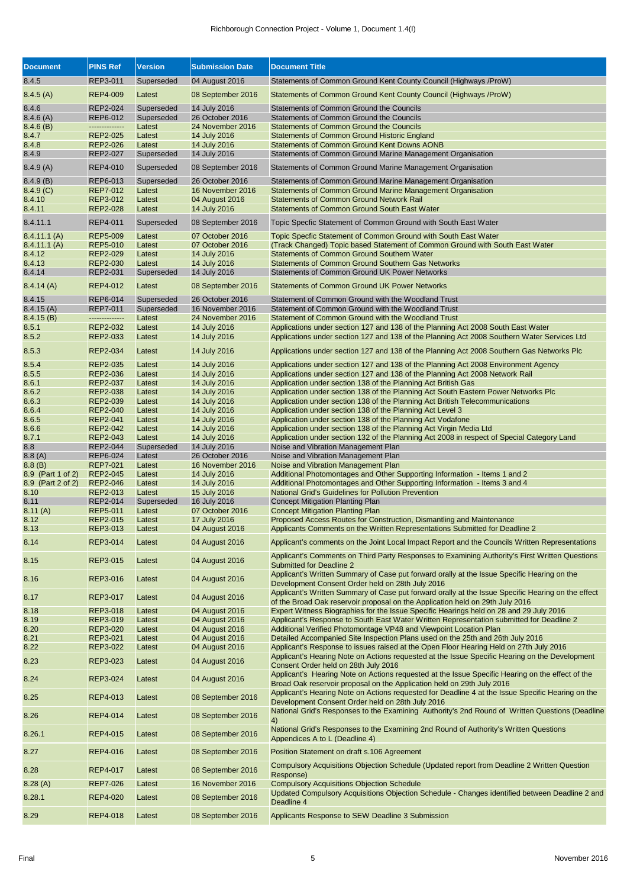| Document | PINS Ref | Version | Submission Date | Document Title |
|---|---|---|---|---|
| 8.4.5 | REP3-011 | Superseded | 04 August 2016 | Statements of Common Ground Kent County Council (Highways /ProW) |
| 8.4.5 (A) | REP4-009 | Latest | 08 September 2016 | Statements of Common Ground Kent County Council (Highways /ProW) |
| 8.4.6 | REP2-024 | Superseded | 14 July 2016 | Statements of Common Ground the Councils |
| 8.4.6 (A) | REP6-012 | Superseded | 26 October 2016 | Statements of Common Ground the Councils |
| 8.4.6 (B) | -------------- | Latest | 24 November 2016 | Statements of Common Ground the Councils |
| 8.4.7 | REP2-025 | Latest | 14 July 2016 | Statements of Common Ground Historic England |
| 8.4.8 | REP2-026 | Latest | 14 July 2016 | Statements of Common Ground Kent Downs AONB |
| 8.4.9 | REP2-027 | Superseded | 14 July 2016 | Statements of Common Ground Marine Management Organisation |
| 8.4.9 (A) | REP4-010 | Superseded | 08 September 2016 | Statements of Common Ground Marine Management Organisation |
| 8.4.9 (B) | REP6-013 | Superseded | 26 October 2016 | Statements of Common Ground Marine Management Organisation |
| 8.4.9 (C) | REP7-012 | Latest | 16 November 2016 | Statements of Common Ground Marine Management Organisation |
| 8.4.10 | REP3-012 | Latest | 04 August 2016 | Statements of Common Ground Network Rail |
| 8.4.11 | REP2-028 | Latest | 14 July 2016 | Statements of Common Ground South East Water |
| 8.4.11.1 | REP4-011 | Superseded | 08 September 2016 | Topic Specfic Statement of Common Ground with South East Water |
| 8.4.11.1 (A) | REP5-009 | Latest | 07 October 2016 | Topic Specfic Statement of Common Ground with South East Water |
| 8.4.11.1 (A) | REP5-010 | Latest | 07 October 2016 | (Track Changed) Topic based Statement of Common Ground with South East Water |
| 8.4.12 | REP2-029 | Latest | 14 July 2016 | Statements of Common Ground Southern Water |
| 8.4.13 | REP2-030 | Latest | 14 July 2016 | Statements of Common Ground Southern Gas Networks |
| 8.4.14 | REP2-031 | Superseded | 14 July 2016 | Statements of Common Ground UK Power Networks |
| 8.4.14 (A) | REP4-012 | Latest | 08 September 2016 | Statements of Common Ground UK Power Networks |
| 8.4.15 | REP6-014 | Superseded | 26 October 2016 | Statement of Common Ground with the Woodland Trust |
| 8.4.15 (A) | REP7-011 | Superseded | 16 November 2016 | Statement of Common Ground with the Woodland Trust |
| 8.4.15 (B) | -------------- | Latest | 24 November 2016 | Statement of Common Ground with the Woodland Trust |
| 8.5.1 | REP2-032 | Latest | 14 July 2016 | Applications under section 127 and 138 of the Planning Act 2008 South East Water |
| 8.5.2 | REP2-033 | Latest | 14 July 2016 | Applications under section 127 and 138 of the Planning Act 2008 Southern Water Services Ltd |
| 8.5.3 | REP2-034 | Latest | 14 July 2016 | Applications under section 127 and 138 of the Planning Act 2008 Southern Gas Networks Plc |
| 8.5.4 | REP2-035 | Latest | 14 July 2016 | Applications under section 127 and 138 of the Planning Act 2008 Environment Agency |
| 8.5.5 | REP2-036 | Latest | 14 July 2016 | Applications under section 127 and 138 of the Planning Act 2008 Network Rail |
| 8.6.1 | REP2-037 | Latest | 14 July 2016 | Application under section 138 of the Planning Act British Gas |
| 8.6.2 | REP2-038 | Latest | 14 July 2016 | Application under section 138 of the Planning Act South Eastern Power Networks Plc |
| 8.6.3 | REP2-039 | Latest | 14 July 2016 | Application under section 138 of the Planning Act British Telecommunications |
| 8.6.4 | REP2-040 | Latest | 14 July 2016 | Application under section 138 of the Planning Act Level 3 |
| 8.6.5 | REP2-041 | Latest | 14 July 2016 | Application under section 138 of the Planning Act Vodafone |
| 8.6.6 | REP2-042 | Latest | 14 July 2016 | Application under section 138 of the Planning Act Virgin Media Ltd |
| 8.7.1 | REP2-043 | Latest | 14 July 2016 | Application under section 132 of the Planning Act 2008 in respect of Special Category Land |
| 8.8 | REP2-044 | Superseded | 14 July 2016 | Noise and Vibration Management Plan |
| 8.8 (A) | REP6-024 | Latest | 26 October 2016 | Noise and Vibration Management Plan |
| 8.8 (B) | REP7-021 | Latest | 16 November 2016 | Noise and Vibration Management Plan |
| 8.9 (Part 1 of 2) | REP2-045 | Latest | 14 July 2016 | Additional Photomontages and Other Supporting Information - Items 1 and 2 |
| 8.9 (Part 2 of 2) | REP2-046 | Latest | 14 July 2016 | Additional Photomontages and Other Supporting Information - Items 3 and 4 |
| 8.10 | REP2-013 | Latest | 15 July 2016 | National Grid's Guidelines for Pollution Prevention |
| 8.11 | REP2-014 | Superseded | 16 July 2016 | Concept Mitigation Planting Plan |
| 8.11 (A) | REP5-011 | Latest | 07 October 2016 | Concept Mitigation Planting Plan |
| 8.12 | REP2-015 | Latest | 17 July 2016 | Proposed Access Routes for Construction, Dismantling and Maintenance |
| 8.13 | REP3-013 | Latest | 04 August 2016 | Applicants Comments on the Written Representations Submitted for Deadline 2 |
| 8.14 | REP3-014 | Latest | 04 August 2016 | Applicant's comments on the Joint Local Impact Report and the Councils Written Representations |
| 8.15 | REP3-015 | Latest | 04 August 2016 | Applicant's Comments on Third Party Responses to Examining Authority's First Written Questions Submitted for Deadline 2 |
| 8.16 | REP3-016 | Latest | 04 August 2016 | Applicant's Written Summary of Case put forward orally at the Issue Specific Hearing on the Development Consent Order held on 28th July 2016 |
| 8.17 | REP3-017 | Latest | 04 August 2016 | Applicant's Written Summary of Case put forward orally at the Issue Specific Hearing on the effect of the Broad Oak reservoir proposal on the Application held on 29th July 2016 |
| 8.18 | REP3-018 | Latest | 04 August 2016 | Expert Witness Biographies for the Issue Specific Hearings held on 28 and 29 July 2016 |
| 8.19 | REP3-019 | Latest | 04 August 2016 | Applicant's Response to South East Water Written Representation submitted for Deadline 2 |
| 8.20 | REP3-020 | Latest | 04 August 2016 | Additional Verified Photomontage VP48 and Viewpoint Location Plan |
| 8.21 | REP3-021 | Latest | 04 August 2016 | Detailed Accompanied Site Inspection Plans used on the 25th and 26th July 2016 |
| 8.22 | REP3-022 | Latest | 04 August 2016 | Applicant's Response to issues raised at the Open Floor Hearing Held on 27th July 2016 |
| 8.23 | REP3-023 | Latest | 04 August 2016 | Applicant's Hearing Note on Actions requested at the Issue Specific Hearing on the Development Consent Order held on 28th July 2016 |
| 8.24 | REP3-024 | Latest | 04 August 2016 | Applicant's Hearing Note on Actions requested at the Issue Specific Hearing on the effect of the Broad Oak reservoir proposal on the Application held on 29th July 2016 |
| 8.25 | REP4-013 | Latest | 08 September 2016 | Applicant's Hearing Note on Actions requested for Deadline 4 at the Issue Specific Hearing on the Development Consent Order held on 28th July 2016 |
| 8.26 | REP4-014 | Latest | 08 September 2016 | National Grid's Responses to the Examining Authority's 2nd Round of Written Questions (Deadline 4) |
| 8.26.1 | REP4-015 | Latest | 08 September 2016 | National Grid's Responses to the Examining 2nd Round of Authority's Written Questions Appendices A to L (Deadline 4) |
| 8.27 | REP4-016 | Latest | 08 September 2016 | Position Statement on draft s.106 Agreement |
| 8.28 | REP4-017 | Latest | 08 September 2016 | Compulsory Acquisitions Objection Schedule (Updated report from Deadline 2 Written Question Response) |
| 8.28 (A) | REP7-026 | Latest | 16 November 2016 | Compulsory Acquisitions Objection Schedule |
| 8.28.1 | REP4-020 | Latest | 08 September 2016 | Updated Compulsory Acquisitions Objection Schedule - Changes identified between Deadline 2 and Deadline 4 |
| 8.29 | REP4-018 | Latest | 08 September 2016 | Applicants Response to SEW Deadline 3 Submission |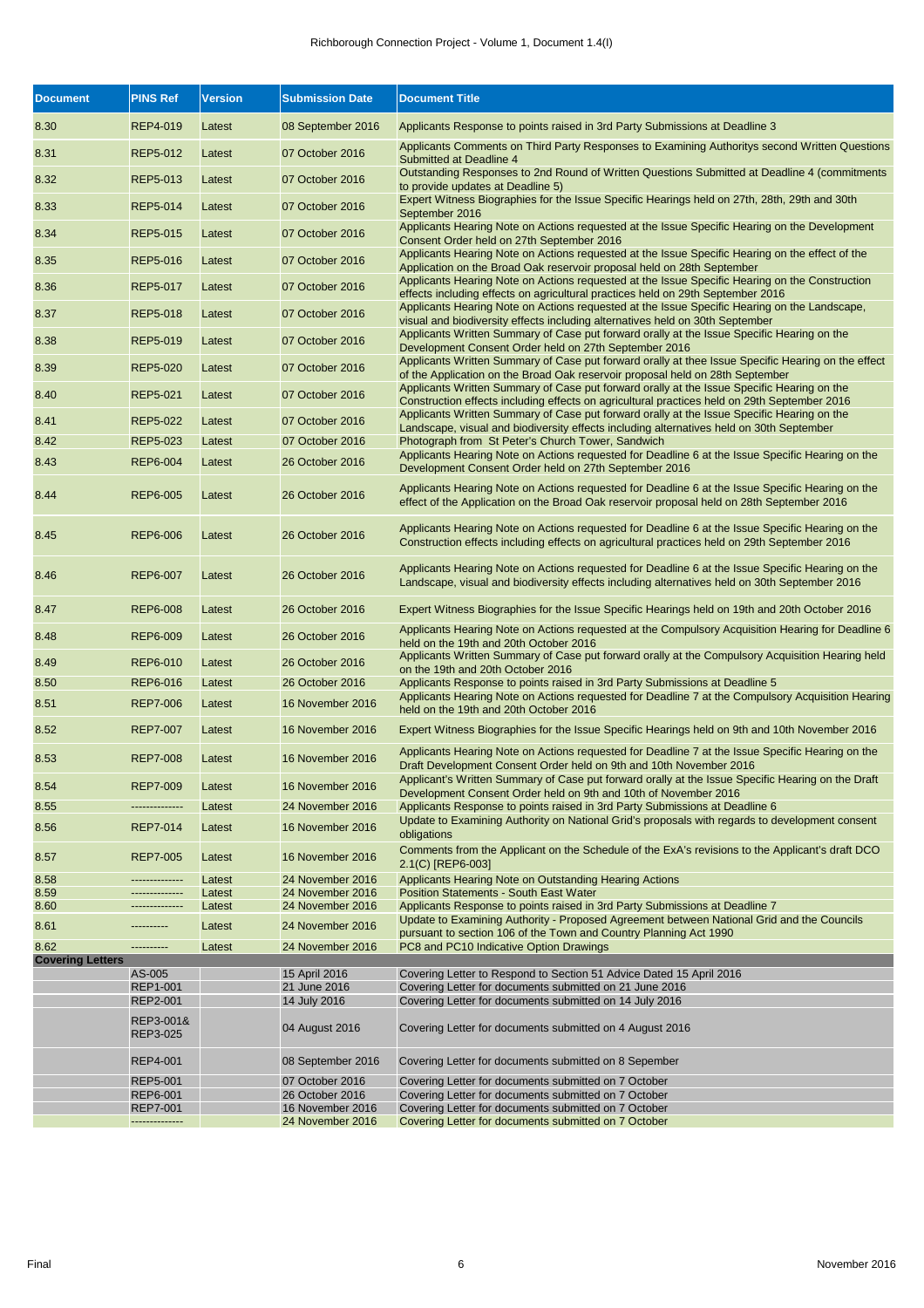| Document | PINS Ref | Version | Submission Date | Document Title |
|---|---|---|---|---|
| 8.30 | REP4-019 | Latest | 08 September 2016 | Applicants Response to points raised in 3rd Party Submissions at Deadline 3 |
| 8.31 | REP5-012 | Latest | 07 October 2016 | Applicants Comments on Third Party Responses to Examining Authoritys second Written Questions Submitted at Deadline 4 |
| 8.32 | REP5-013 | Latest | 07 October 2016 | Outstanding Responses to 2nd Round of Written Questions Submitted at Deadline 4 (commitments to provide updates at Deadline 5) |
| 8.33 | REP5-014 | Latest | 07 October 2016 | Expert Witness Biographies for the Issue Specific Hearings held on 27th, 28th, 29th and 30th September 2016 |
| 8.34 | REP5-015 | Latest | 07 October 2016 | Applicants Hearing Note on Actions requested at the Issue Specific Hearing on the Development Consent Order held on 27th September 2016 |
| 8.35 | REP5-016 | Latest | 07 October 2016 | Applicants Hearing Note on Actions requested at the Issue Specific Hearing on the effect of the Application on the Broad Oak reservoir proposal held on 28th September |
| 8.36 | REP5-017 | Latest | 07 October 2016 | Applicants Hearing Note on Actions requested at the Issue Specific Hearing on the Construction effects including effects on agricultural practices held on 29th September 2016 |
| 8.37 | REP5-018 | Latest | 07 October 2016 | Applicants Hearing Note on Actions requested at the Issue Specific Hearing on the Landscape, visual and biodiversity effects including alternatives held on 30th September |
| 8.38 | REP5-019 | Latest | 07 October 2016 | Applicants Written Summary of Case put forward orally at the Issue Specific Hearing on the Development Consent Order held on 27th September 2016 |
| 8.39 | REP5-020 | Latest | 07 October 2016 | Applicants Written Summary of Case put forward orally at thee Issue Specific Hearing on the effect of the Application on the Broad Oak reservoir proposal held on 28th September |
| 8.40 | REP5-021 | Latest | 07 October 2016 | Applicants Written Summary of Case put forward orally at the Issue Specific Hearing on the Construction effects including effects on agricultural practices held on 29th September 2016 |
| 8.41 | REP5-022 | Latest | 07 October 2016 | Applicants Written Summary of Case put forward orally at the Issue Specific Hearing on the Landscape, visual and biodiversity effects including alternatives held on 30th September |
| 8.42 | REP5-023 | Latest | 07 October 2016 | Photograph from St Peter's Church Tower, Sandwich |
| 8.43 | REP6-004 | Latest | 26 October 2016 | Applicants Hearing Note on Actions requested for Deadline 6 at the Issue Specific Hearing on the Development Consent Order held on 27th September 2016 |
| 8.44 | REP6-005 | Latest | 26 October 2016 | Applicants Hearing Note on Actions requested for Deadline 6 at the Issue Specific Hearing on the effect of the Application on the Broad Oak reservoir proposal held on 28th September 2016 |
| 8.45 | REP6-006 | Latest | 26 October 2016 | Applicants Hearing Note on Actions requested for Deadline 6 at the Issue Specific Hearing on the Construction effects including effects on agricultural practices held on 29th September 2016 |
| 8.46 | REP6-007 | Latest | 26 October 2016 | Applicants Hearing Note on Actions requested for Deadline 6 at the Issue Specific Hearing on the Landscape, visual and biodiversity effects including alternatives held on 30th September 2016 |
| 8.47 | REP6-008 | Latest | 26 October 2016 | Expert Witness Biographies for the Issue Specific Hearings held on 19th and 20th October 2016 |
| 8.48 | REP6-009 | Latest | 26 October 2016 | Applicants Hearing Note on Actions requested at the Compulsory Acquisition Hearing for Deadline 6 held on the 19th and 20th October 2016 |
| 8.49 | REP6-010 | Latest | 26 October 2016 | Applicants Written Summary of Case put forward orally at the Compulsory Acquisition Hearing held on the 19th and 20th October 2016 |
| 8.50 | REP6-016 | Latest | 26 October 2016 | Applicants Response to points raised in 3rd Party Submissions at Deadline 5 |
| 8.51 | REP7-006 | Latest | 16 November 2016 | Applicants Hearing Note on Actions requested for Deadline 7 at the Compulsory Acquisition Hearing held on the 19th and 20th October 2016 |
| 8.52 | REP7-007 | Latest | 16 November 2016 | Expert Witness Biographies for the Issue Specific Hearings held on 9th and 10th November 2016 |
| 8.53 | REP7-008 | Latest | 16 November 2016 | Applicants Hearing Note on Actions requested for Deadline 7 at the Issue Specific Hearing on the Draft Development Consent Order held on 9th and 10th November 2016 |
| 8.54 | REP7-009 | Latest | 16 November 2016 | Applicant's Written Summary of Case put forward orally at the Issue Specific Hearing on the Draft Development Consent Order held on 9th and 10th of November 2016 |
| 8.55 | -------------- | Latest | 24 November 2016 | Applicants Response to points raised in 3rd Party Submissions at Deadline 6 |
| 8.56 | REP7-014 | Latest | 16 November 2016 | Update to Examining Authority on National Grid's proposals with regards to development consent obligations |
| 8.57 | REP7-005 | Latest | 16 November 2016 | Comments from the Applicant on the Schedule of the ExA's revisions to the Applicant's draft DCO 2.1(C) [REP6-003] |
| 8.58 | -------------- | Latest | 24 November 2016 | Applicants Hearing Note on Outstanding Hearing Actions |
| 8.59 | -------------- | Latest | 24 November 2016 | Position Statements - South East Water |
| 8.60 | -------------- | Latest | 24 November 2016 | Applicants Response to points raised in 3rd Party Submissions at Deadline 7 |
| 8.61 | ---------- | Latest | 24 November 2016 | Update to Examining Authority - Proposed Agreement between National Grid and the Councils pursuant to section 106 of the Town and Country Planning Act 1990 |
| 8.62 | ---------- | Latest | 24 November 2016 | PC8 and PC10 Indicative Option Drawings |
| **Covering Letters** | | | | |
| | AS-005 | | 15 April 2016 | Covering Letter to Respond to Section 51 Advice Dated 15 April 2016 |
| | REP1-001 | | 21 June 2016 | Covering Letter for documents submitted on 21 June 2016 |
| | REP2-001 | | 14 July 2016 | Covering Letter for documents submitted on 14 July 2016 |
| | REP3-001& REP3-025 | | 04 August 2016 | Covering Letter for documents submitted on 4 August 2016 |
| | REP4-001 | | 08 September 2016 | Covering Letter for documents submitted on 8 Sepember |
| | REP5-001 | | 07 October 2016 | Covering Letter for documents submitted on 7 October |
| | REP6-001 | | 26 October 2016 | Covering Letter for documents submitted on 7 October |
| | REP7-001 | | 16 November 2016 | Covering Letter for documents submitted on 7 October |
| | -------------- | | 24 November 2016 | Covering Letter for documents submitted on 7 October |